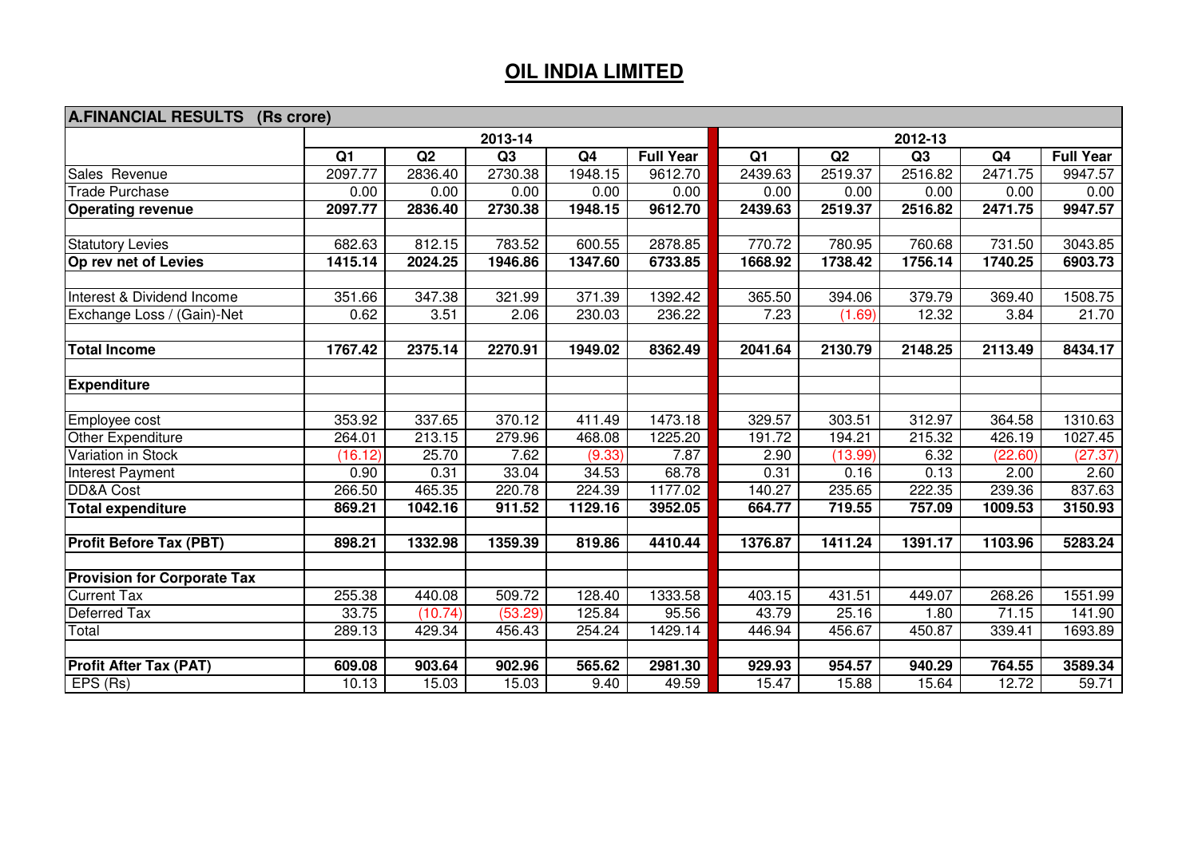# OIL INDIA LIMITED

| A.FINANCIAL RESULTS (Rs crore) | 2013-14 | | | | | 2012-13 | | | | |
|---|---|---|---|---|---|---|---|---|---|---|
| | Q1 | Q2 | Q3 | Q4 | Full Year | Q1 | Q2 | Q3 | Q4 | Full Year |
| Sales Revenue | 2097.77 | 2836.40 | 2730.38 | 1948.15 | 9612.70 | 2439.63 | 2519.37 | 2516.82 | 2471.75 | 9947.57 |
| Trade Purchase | 0.00 | 0.00 | 0.00 | 0.00 | 0.00 | 0.00 | 0.00 | 0.00 | 0.00 | 0.00 |
| **Operating revenue** | **2097.77** | **2836.40** | **2730.38** | **1948.15** | **9612.70** | **2439.63** | **2519.37** | **2516.82** | **2471.75** | **9947.57** |
| | | | | | | | | | | |
| Statutory Levies | 682.63 | 812.15 | 783.52 | 600.55 | 2878.85 | 770.72 | 780.95 | 760.68 | 731.50 | 3043.85 |
| **Op rev net of Levies** | **1415.14** | **2024.25** | **1946.86** | **1347.60** | **6733.85** | **1668.92** | **1738.42** | **1756.14** | **1740.25** | **6903.73** |
| | | | | | | | | | | |
| Interest & Dividend Income | 351.66 | 347.38 | 321.99 | 371.39 | 1392.42 | 365.50 | 394.06 | 379.79 | 369.40 | 1508.75 |
| Exchange Loss / (Gain)-Net | 0.62 | 3.51 | 2.06 | 230.03 | 236.22 | 7.23 | (1.69) | 12.32 | 3.84 | 21.70 |
| | | | | | | | | | | |
| **Total Income** | **1767.42** | **2375.14** | **2270.91** | **1949.02** | **8362.49** | **2041.64** | **2130.79** | **2148.25** | **2113.49** | **8434.17** |
| | | | | | | | | | | |
| **Expenditure** | | | | | | | | | | |
| | | | | | | | | | | |
| Employee cost | 353.92 | 337.65 | 370.12 | 411.49 | 1473.18 | 329.57 | 303.51 | 312.97 | 364.58 | 1310.63 |
| Other Expenditure | 264.01 | 213.15 | 279.96 | 468.08 | 1225.20 | 191.72 | 194.21 | 215.32 | 426.19 | 1027.45 |
| Variation in Stock | (16.12) | 25.70 | 7.62 | (9.33) | 7.87 | 2.90 | (13.99) | 6.32 | (22.60) | (27.37) |
| Interest Payment | 0.90 | 0.31 | 33.04 | 34.53 | 68.78 | 0.31 | 0.16 | 0.13 | 2.00 | 2.60 |
| DD&A Cost | 266.50 | 465.35 | 220.78 | 224.39 | 1177.02 | 140.27 | 235.65 | 222.35 | 239.36 | 837.63 |
| **Total expenditure** | **869.21** | **1042.16** | **911.52** | **1129.16** | **3952.05** | **664.77** | **719.55** | **757.09** | **1009.53** | **3150.93** |
| | | | | | | | | | | |
| **Profit Before Tax (PBT)** | **898.21** | **1332.98** | **1359.39** | **819.86** | **4410.44** | **1376.87** | **1411.24** | **1391.17** | **1103.96** | **5283.24** |
| | | | | | | | | | | |
| **Provision for Corporate Tax** | | | | | | | | | | |
| Current Tax | 255.38 | 440.08 | 509.72 | 128.40 | 1333.58 | 403.15 | 431.51 | 449.07 | 268.26 | 1551.99 |
| Deferred Tax | 33.75 | (10.74) | (53.29) | 125.84 | 95.56 | 43.79 | 25.16 | 1.80 | 71.15 | 141.90 |
| Total | 289.13 | 429.34 | 456.43 | 254.24 | 1429.14 | 446.94 | 456.67 | 450.87 | 339.41 | 1693.89 |
| | | | | | | | | | | |
| **Profit After Tax (PAT)** | **609.08** | **903.64** | **902.96** | **565.62** | **2981.30** | **929.93** | **954.57** | **940.29** | **764.55** | **3589.34** |
| EPS (Rs) | 10.13 | 15.03 | 15.03 | 9.40 | 49.59 | 15.47 | 15.88 | 15.64 | 12.72 | 59.71 |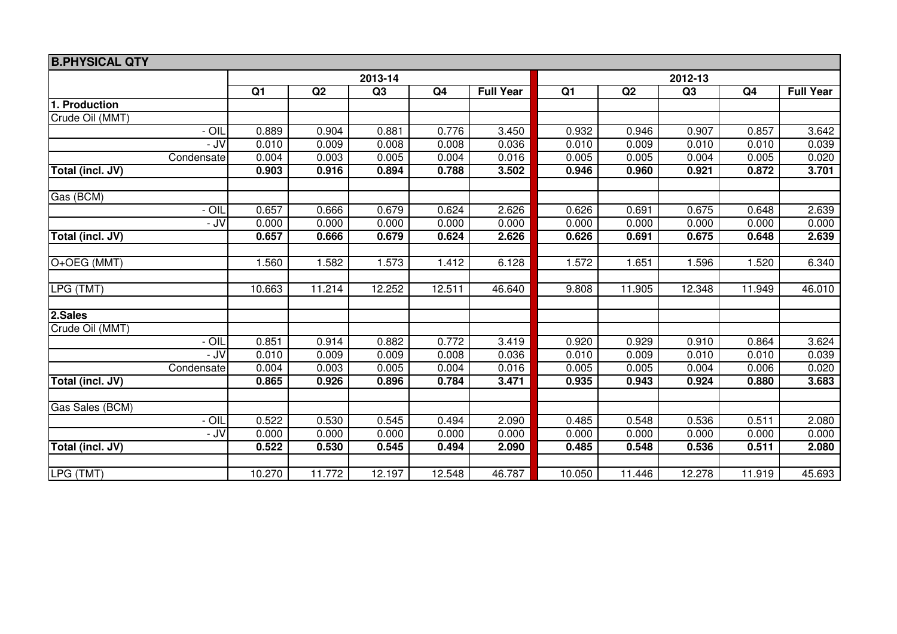## B.PHYSICAL QTY

| | 2013-14 | | | | | 2012-13 | | | | |
|---|---|---|---|---|---|---|---|---|---|---|
| | Q1 | Q2 | Q3 | Q4 | Full Year | Q1 | Q2 | Q3 | Q4 | Full Year |
| **1. Production** | | | | | | | | | | |
| Crude Oil (MMT) | | | | | | | | | | |
| - OIL | 0.889 | 0.904 | 0.881 | 0.776 | 3.450 | 0.932 | 0.946 | 0.907 | 0.857 | 3.642 |
| - JV | 0.010 | 0.009 | 0.008 | 0.008 | 0.036 | 0.010 | 0.009 | 0.010 | 0.010 | 0.039 |
| Condensate | 0.004 | 0.003 | 0.005 | 0.004 | 0.016 | 0.005 | 0.005 | 0.004 | 0.005 | 0.020 |
| **Total (incl. JV)** | **0.903** | **0.916** | **0.894** | **0.788** | **3.502** | **0.946** | **0.960** | **0.921** | **0.872** | **3.701** |
| | | | | | | | | | | |
| Gas (BCM) | | | | | | | | | | |
| - OIL | 0.657 | 0.666 | 0.679 | 0.624 | 2.626 | 0.626 | 0.691 | 0.675 | 0.648 | 2.639 |
| - JV | 0.000 | 0.000 | 0.000 | 0.000 | 0.000 | 0.000 | 0.000 | 0.000 | 0.000 | 0.000 |
| **Total (incl. JV)** | **0.657** | **0.666** | **0.679** | **0.624** | **2.626** | **0.626** | **0.691** | **0.675** | **0.648** | **2.639** |
| | | | | | | | | | | |
| O+OEG (MMT) | 1.560 | 1.582 | 1.573 | 1.412 | 6.128 | 1.572 | 1.651 | 1.596 | 1.520 | 6.340 |
| | | | | | | | | | | |
| LPG (TMT) | 10.663 | 11.214 | 12.252 | 12.511 | 46.640 | 9.808 | 11.905 | 12.348 | 11.949 | 46.010 |
| | | | | | | | | | | |
| **2.Sales** | | | | | | | | | | |
| Crude Oil (MMT) | | | | | | | | | | |
| - OIL | 0.851 | 0.914 | 0.882 | 0.772 | 3.419 | 0.920 | 0.929 | 0.910 | 0.864 | 3.624 |
| - JV | 0.010 | 0.009 | 0.009 | 0.008 | 0.036 | 0.010 | 0.009 | 0.010 | 0.010 | 0.039 |
| Condensate | 0.004 | 0.003 | 0.005 | 0.004 | 0.016 | 0.005 | 0.005 | 0.004 | 0.006 | 0.020 |
| **Total (incl. JV)** | **0.865** | **0.926** | **0.896** | **0.784** | **3.471** | **0.935** | **0.943** | **0.924** | **0.880** | **3.683** |
| | | | | | | | | | | |
| Gas Sales (BCM) | | | | | | | | | | |
| - OIL | 0.522 | 0.530 | 0.545 | 0.494 | 2.090 | 0.485 | 0.548 | 0.536 | 0.511 | 2.080 |
| - JV | 0.000 | 0.000 | 0.000 | 0.000 | 0.000 | 0.000 | 0.000 | 0.000 | 0.000 | 0.000 |
| **Total (incl. JV)** | **0.522** | **0.530** | **0.545** | **0.494** | **2.090** | **0.485** | **0.548** | **0.536** | **0.511** | **2.080** |
| | | | | | | | | | | |
| LPG (TMT) | 10.270 | 11.772 | 12.197 | 12.548 | 46.787 | 10.050 | 11.446 | 12.278 | 11.919 | 45.693 |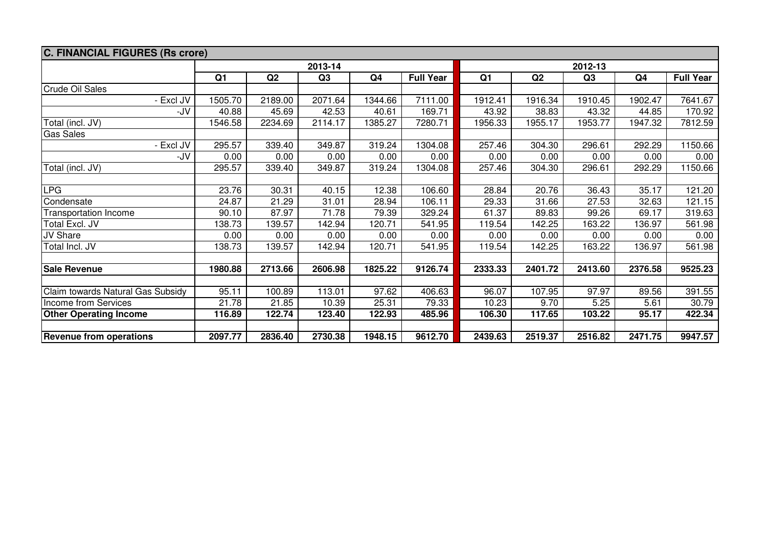| C. FINANCIAL FIGURES (Rs crore) | | | | | | | | | | |
|---|---|---|---|---|---|---|---|---|---|---|
| | 2013-14 | | | | | 2012-13 | | | | |
| | Q1 | Q2 | Q3 | Q4 | Full Year | Q1 | Q2 | Q3 | Q4 | Full Year |
| Crude Oil Sales | | | | | | | | | | |
| - Excl JV | 1505.70 | 2189.00 | 2071.64 | 1344.66 | 7111.00 | 1912.41 | 1916.34 | 1910.45 | 1902.47 | 7641.67 |
| -JV | 40.88 | 45.69 | 42.53 | 40.61 | 169.71 | 43.92 | 38.83 | 43.32 | 44.85 | 170.92 |
| Total (incl. JV) | 1546.58 | 2234.69 | 2114.17 | 1385.27 | 7280.71 | 1956.33 | 1955.17 | 1953.77 | 1947.32 | 7812.59 |
| Gas Sales | | | | | | | | | | |
| - Excl JV | 295.57 | 339.40 | 349.87 | 319.24 | 1304.08 | 257.46 | 304.30 | 296.61 | 292.29 | 1150.66 |
| -JV | 0.00 | 0.00 | 0.00 | 0.00 | 0.00 | 0.00 | 0.00 | 0.00 | 0.00 | 0.00 |
| Total (incl. JV) | 295.57 | 339.40 | 349.87 | 319.24 | 1304.08 | 257.46 | 304.30 | 296.61 | 292.29 | 1150.66 |
| | | | | | | | | | | |
| LPG | 23.76 | 30.31 | 40.15 | 12.38 | 106.60 | 28.84 | 20.76 | 36.43 | 35.17 | 121.20 |
| Condensate | 24.87 | 21.29 | 31.01 | 28.94 | 106.11 | 29.33 | 31.66 | 27.53 | 32.63 | 121.15 |
| Transportation Income | 90.10 | 87.97 | 71.78 | 79.39 | 329.24 | 61.37 | 89.83 | 99.26 | 69.17 | 319.63 |
| Total Excl. JV | 138.73 | 139.57 | 142.94 | 120.71 | 541.95 | 119.54 | 142.25 | 163.22 | 136.97 | 561.98 |
| JV Share | 0.00 | 0.00 | 0.00 | 0.00 | 0.00 | 0.00 | 0.00 | 0.00 | 0.00 | 0.00 |
| Total Incl. JV | 138.73 | 139.57 | 142.94 | 120.71 | 541.95 | 119.54 | 142.25 | 163.22 | 136.97 | 561.98 |
| | | | | | | | | | | |
| **Sale Revenue** | **1980.88** | **2713.66** | **2606.98** | **1825.22** | **9126.74** | **2333.33** | **2401.72** | **2413.60** | **2376.58** | **9525.23** |
| | | | | | | | | | | |
| Claim towards Natural Gas Subsidy | 95.11 | 100.89 | 113.01 | 97.62 | 406.63 | 96.07 | 107.95 | 97.97 | 89.56 | 391.55 |
| Income from Services | 21.78 | 21.85 | 10.39 | 25.31 | 79.33 | 10.23 | 9.70 | 5.25 | 5.61 | 30.79 |
| **Other Operating Income** | **116.89** | **122.74** | **123.40** | **122.93** | **485.96** | **106.30** | **117.65** | **103.22** | **95.17** | **422.34** |
| | | | | | | | | | | |
| **Revenue from operations** | **2097.77** | **2836.40** | **2730.38** | **1948.15** | **9612.70** | **2439.63** | **2519.37** | **2516.82** | **2471.75** | **9947.57** |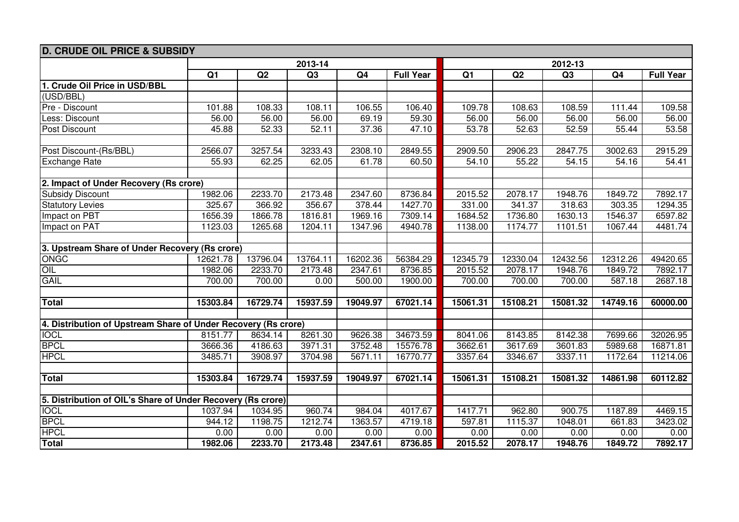## D. CRUDE OIL PRICE & SUBSIDY

| | 2013-14 | | | | | 2012-13 | | | | |
|---|---|---|---|---|---|---|---|---|---|---|
| | Q1 | Q2 | Q3 | Q4 | Full Year | Q1 | Q2 | Q3 | Q4 | Full Year |
| **1. Crude Oil Price in USD/BBL** | | | | | | | | | | |
| (USD/BBL) | | | | | | | | | | |
| Pre - Discount | 101.88 | 108.33 | 108.11 | 106.55 | 106.40 | 109.78 | 108.63 | 108.59 | 111.44 | 109.58 |
| Less: Discount | 56.00 | 56.00 | 56.00 | 69.19 | 59.30 | 56.00 | 56.00 | 56.00 | 56.00 | 56.00 |
| Post Discount | 45.88 | 52.33 | 52.11 | 37.36 | 47.10 | 53.78 | 52.63 | 52.59 | 55.44 | 53.58 |
| | | | | | | | | | | |
| Post Discount-(Rs/BBL) | 2566.07 | 3257.54 | 3233.43 | 2308.10 | 2849.55 | 2909.50 | 2906.23 | 2847.75 | 3002.63 | 2915.29 |
| Exchange Rate | 55.93 | 62.25 | 62.05 | 61.78 | 60.50 | 54.10 | 55.22 | 54.15 | 54.16 | 54.41 |
| | | | | | | | | | | |
| **2. Impact of Under Recovery (Rs crore)** | | | | | | | | | | |
| Subsidy Discount | 1982.06 | 2233.70 | 2173.48 | 2347.60 | 8736.84 | 2015.52 | 2078.17 | 1948.76 | 1849.72 | 7892.17 |
| Statutory Levies | 325.67 | 366.92 | 356.67 | 378.44 | 1427.70 | 331.00 | 341.37 | 318.63 | 303.35 | 1294.35 |
| Impact on PBT | 1656.39 | 1866.78 | 1816.81 | 1969.16 | 7309.14 | 1684.52 | 1736.80 | 1630.13 | 1546.37 | 6597.82 |
| Impact on PAT | 1123.03 | 1265.68 | 1204.11 | 1347.96 | 4940.78 | 1138.00 | 1174.77 | 1101.51 | 1067.44 | 4481.74 |
| | | | | | | | | | | |
| **3. Upstream Share of Under Recovery (Rs crore)** | | | | | | | | | | |
| ONGC | 12621.78 | 13796.04 | 13764.11 | 16202.36 | 56384.29 | 12345.79 | 12330.04 | 12432.56 | 12312.26 | 49420.65 |
| OIL | 1982.06 | 2233.70 | 2173.48 | 2347.61 | 8736.85 | 2015.52 | 2078.17 | 1948.76 | 1849.72 | 7892.17 |
| GAIL | 700.00 | 700.00 | 0.00 | 500.00 | 1900.00 | 700.00 | 700.00 | 700.00 | 587.18 | 2687.18 |
| | | | | | | | | | | |
| **Total** | **15303.84** | **16729.74** | **15937.59** | **19049.97** | **67021.14** | **15061.31** | **15108.21** | **15081.32** | **14749.16** | **60000.00** |
| | | | | | | | | | | |
| **4. Distribution of Upstream Share of Under Recovery (Rs crore)** | | | | | | | | | | |
| IOCL | 8151.77 | 8634.14 | 8261.30 | 9626.38 | 34673.59 | 8041.06 | 8143.85 | 8142.38 | 7699.66 | 32026.95 |
| BPCL | 3666.36 | 4186.63 | 3971.31 | 3752.48 | 15576.78 | 3662.61 | 3617.69 | 3601.83 | 5989.68 | 16871.81 |
| HPCL | 3485.71 | 3908.97 | 3704.98 | 5671.11 | 16770.77 | 3357.64 | 3346.67 | 3337.11 | 1172.64 | 11214.06 |
| | | | | | | | | | | |
| **Total** | **15303.84** | **16729.74** | **15937.59** | **19049.97** | **67021.14** | **15061.31** | **15108.21** | **15081.32** | **14861.98** | **60112.82** |
| | | | | | | | | | | |
| **5. Distribution of OIL's Share of Under Recovery (Rs crore)** | | | | | | | | | | |
| IOCL | 1037.94 | 1034.95 | 960.74 | 984.04 | 4017.67 | 1417.71 | 962.80 | 900.75 | 1187.89 | 4469.15 |
| BPCL | 944.12 | 1198.75 | 1212.74 | 1363.57 | 4719.18 | 597.81 | 1115.37 | 1048.01 | 661.83 | 3423.02 |
| HPCL | 0.00 | 0.00 | 0.00 | 0.00 | 0.00 | 0.00 | 0.00 | 0.00 | 0.00 | 0.00 |
| **Total** | **1982.06** | **2233.70** | **2173.48** | **2347.61** | **8736.85** | **2015.52** | **2078.17** | **1948.76** | **1849.72** | **7892.17** |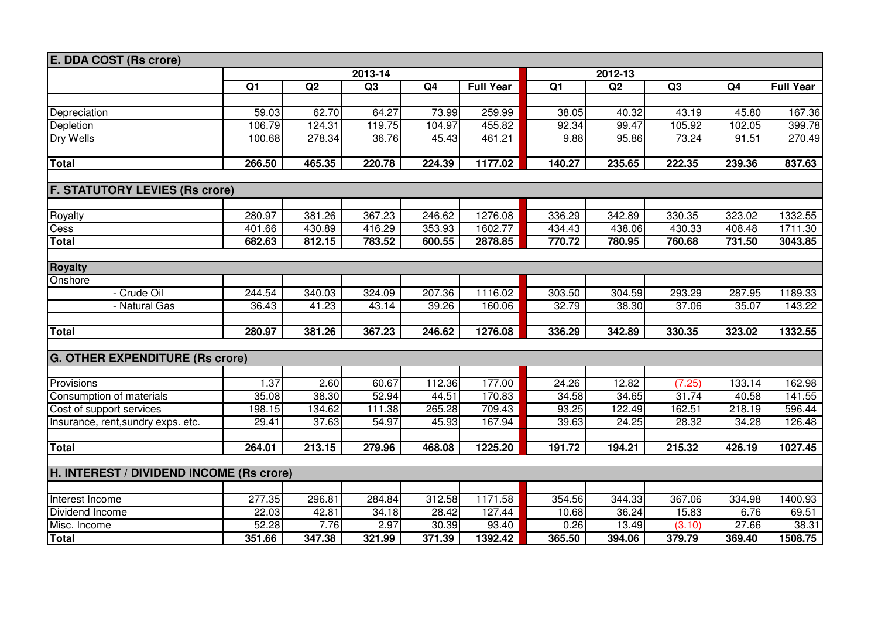| E. DDA COST (Rs crore) | | | | | | | | | | |
|---|---|---|---|---|---|---|---|---|---|---|
| | 2013-14 | | | | | 2012-13 | | | | |
| | Q1 | Q2 | Q3 | Q4 | Full Year | Q1 | Q2 | Q3 | Q4 | Full Year |
| Depreciation | 59.03 | 62.70 | 64.27 | 73.99 | 259.99 | 38.05 | 40.32 | 43.19 | 45.80 | 167.36 |
| Depletion | 106.79 | 124.31 | 119.75 | 104.97 | 455.82 | 92.34 | 99.47 | 105.92 | 102.05 | 399.78 |
| Dry Wells | 100.68 | 278.34 | 36.76 | 45.43 | 461.21 | 9.88 | 95.86 | 73.24 | 91.51 | 270.49 |
| **Total** | **266.50** | **465.35** | **220.78** | **224.39** | **1177.02** | **140.27** | **235.65** | **222.35** | **239.36** | **837.63** |
| **F. STATUTORY LEVIES (Rs crore)** | | | | | | | | | | |
| Royalty | 280.97 | 381.26 | 367.23 | 246.62 | 1276.08 | 336.29 | 342.89 | 330.35 | 323.02 | 1332.55 |
| Cess | 401.66 | 430.89 | 416.29 | 353.93 | 1602.77 | 434.43 | 438.06 | 430.33 | 408.48 | 1711.30 |
| **Total** | **682.63** | **812.15** | **783.52** | **600.55** | **2878.85** | **770.72** | **780.95** | **760.68** | **731.50** | **3043.85** |
| **Royalty** | | | | | | | | | | |
| Onshore | | | | | | | | | | |
| - Crude Oil | 244.54 | 340.03 | 324.09 | 207.36 | 1116.02 | 303.50 | 304.59 | 293.29 | 287.95 | 1189.33 |
| - Natural Gas | 36.43 | 41.23 | 43.14 | 39.26 | 160.06 | 32.79 | 38.30 | 37.06 | 35.07 | 143.22 |
| **Total** | **280.97** | **381.26** | **367.23** | **246.62** | **1276.08** | **336.29** | **342.89** | **330.35** | **323.02** | **1332.55** |
| **G. OTHER EXPENDITURE (Rs crore)** | | | | | | | | | | |
| Provisions | 1.37 | 2.60 | 60.67 | 112.36 | 177.00 | 24.26 | 12.82 | (7.25) | 133.14 | 162.98 |
| Consumption of materials | 35.08 | 38.30 | 52.94 | 44.51 | 170.83 | 34.58 | 34.65 | 31.74 | 40.58 | 141.55 |
| Cost of support services | 198.15 | 134.62 | 111.38 | 265.28 | 709.43 | 93.25 | 122.49 | 162.51 | 218.19 | 596.44 |
| Insurance, rent,sundry exps. etc. | 29.41 | 37.63 | 54.97 | 45.93 | 167.94 | 39.63 | 24.25 | 28.32 | 34.28 | 126.48 |
| **Total** | **264.01** | **213.15** | **279.96** | **468.08** | **1225.20** | **191.72** | **194.21** | **215.32** | **426.19** | **1027.45** |
| **H. INTEREST / DIVIDEND INCOME (Rs crore)** | | | | | | | | | | |
| Interest Income | 277.35 | 296.81 | 284.84 | 312.58 | 1171.58 | 354.56 | 344.33 | 367.06 | 334.98 | 1400.93 |
| Dividend Income | 22.03 | 42.81 | 34.18 | 28.42 | 127.44 | 10.68 | 36.24 | 15.83 | 6.76 | 69.51 |
| Misc. Income | 52.28 | 7.76 | 2.97 | 30.39 | 93.40 | 0.26 | 13.49 | (3.10) | 27.66 | 38.31 |
| **Total** | **351.66** | **347.38** | **321.99** | **371.39** | **1392.42** | **365.50** | **394.06** | **379.79** | **369.40** | **1508.75** |